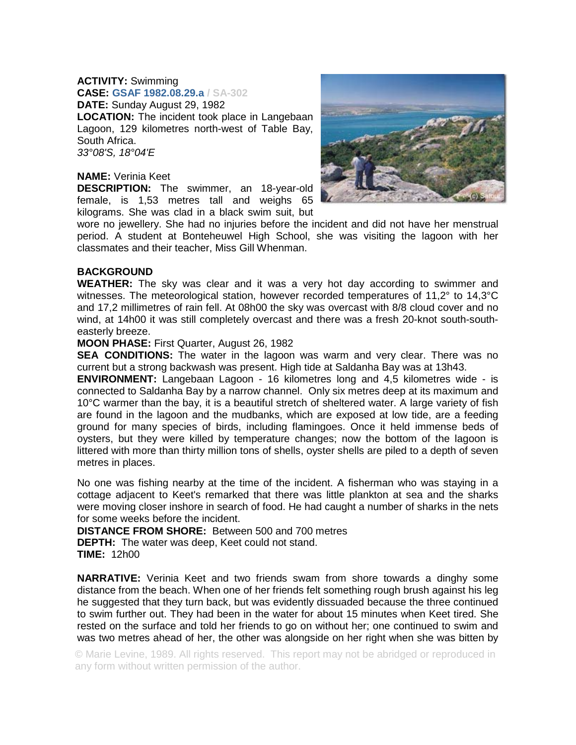**ACTIVITY:** Swimming
**CASE:** **GSAF 1982.08.29.a** / SA-302
**DATE:** Sunday August 29, 1982
**LOCATION:** The incident took place in Langebaan Lagoon, 129 kilometres north-west of Table Bay, South Africa.
*33°08'S, 18°04'E*

**NAME:** Verinia Keet
**DESCRIPTION:** The swimmer, an 18-year-old female, is 1,53 metres tall and weighs 65 kilograms. She was clad in a black swim suit, but wore no jewellery. She had no injuries before the incident and did not have her menstrual period. A student at Bonteheuwel High School, she was visiting the lagoon with her classmates and their teacher, Miss Gill Whenman.

**BACKGROUND**
**WEATHER:** The sky was clear and it was a very hot day according to swimmer and witnesses. The meteorological station, however recorded temperatures of 11,2° to 14,3°C and 17,2 millimetres of rain fell. At 08h00 the sky was overcast with 8/8 cloud cover and no wind, at 14h00 it was still completely overcast and there was a fresh 20-knot south-south-easterly breeze.
**MOON PHASE:** First Quarter, August 26, 1982
**SEA CONDITIONS:** The water in the lagoon was warm and very clear. There was no current but a strong backwash was present. High tide at Saldanha Bay was at 13h43.
**ENVIRONMENT:** Langebaan Lagoon - 16 kilometres long and 4,5 kilometres wide - is connected to Saldanha Bay by a narrow channel. Only six metres deep at its maximum and 10°C warmer than the bay, it is a beautiful stretch of sheltered water. A large variety of fish are found in the lagoon and the mudbanks, which are exposed at low tide, are a feeding ground for many species of birds, including flamingoes. Once it held immense beds of oysters, but they were killed by temperature changes; now the bottom of the lagoon is littered with more than thirty million tons of shells, oyster shells are piled to a depth of seven metres in places.

No one was fishing nearby at the time of the incident. A fisherman who was staying in a cottage adjacent to Keet's remarked that there was little plankton at sea and the sharks were moving closer inshore in search of food. He had caught a number of sharks in the nets for some weeks before the incident.
**DISTANCE FROM SHORE:** Between 500 and 700 metres
**DEPTH:** The water was deep, Keet could not stand.
**TIME:** 12h00

**NARRATIVE:** Verinia Keet and two friends swam from shore towards a dinghy some distance from the beach. When one of her friends felt something rough brush against his leg he suggested that they turn back, but was evidently dissuaded because the three continued to swim further out. They had been in the water for about 15 minutes when Keet tired. She rested on the surface and told her friends to go on without her; one continued to swim and was two metres ahead of her, the other was alongside on her right when she was bitten by

© Marie Levine, 1989. All rights reserved. This report may not be abridged or reproduced in any form without written permission of the author.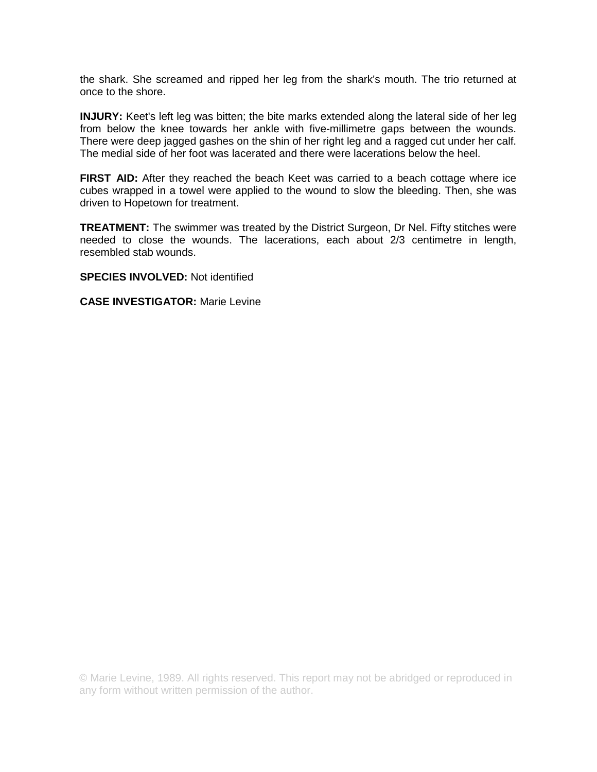the shark. She screamed and ripped her leg from the shark's mouth. The trio returned at once to the shore.

**INJURY:** Keet's left leg was bitten; the bite marks extended along the lateral side of her leg from below the knee towards her ankle with five-millimetre gaps between the wounds. There were deep jagged gashes on the shin of her right leg and a ragged cut under her calf. The medial side of her foot was lacerated and there were lacerations below the heel.

**FIRST AID:** After they reached the beach Keet was carried to a beach cottage where ice cubes wrapped in a towel were applied to the wound to slow the bleeding. Then, she was driven to Hopetown for treatment.

**TREATMENT:** The swimmer was treated by the District Surgeon, Dr Nel. Fifty stitches were needed to close the wounds. The lacerations, each about 2/3 centimetre in length, resembled stab wounds.

**SPECIES INVOLVED:** Not identified

**CASE INVESTIGATOR:** Marie Levine

© Marie Levine, 1989. All rights reserved. This report may not be abridged or reproduced in any form without written permission of the author.